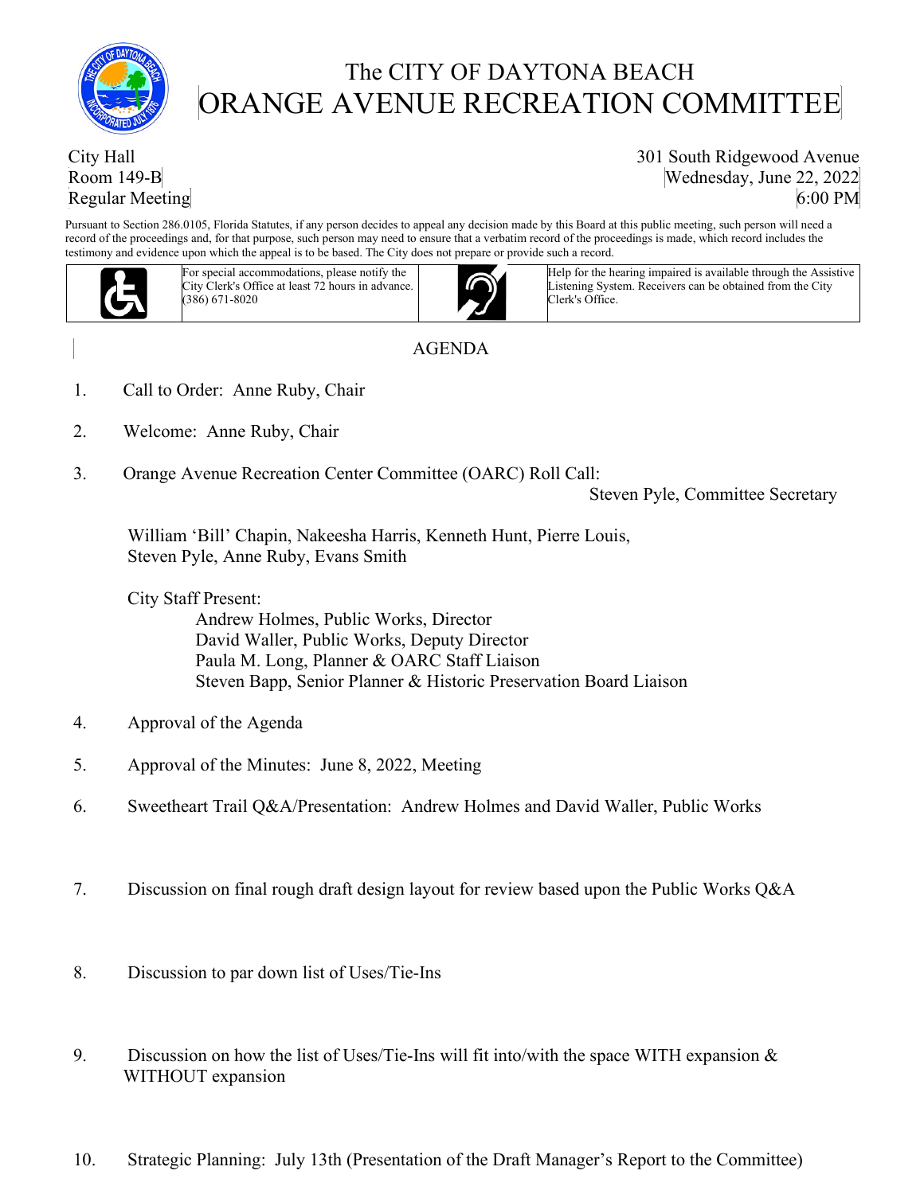# The CITY OF DAYTONA BEACH
# ORANGE AVENUE RECREATION COMMITTEE

City Hall
Room 149-B
Regular Meeting

301 South Ridgewood Avenue
Wednesday, June 22, 2022
6:00 PM

Pursuant to Section 286.0105, Florida Statutes, if any person decides to appeal any decision made by this Board at this public meeting, such person will need a record of the proceedings and, for that purpose, such person may need to ensure that a verbatim record of the proceedings is made, which record includes the testimony and evidence upon which the appeal is to be based. The City does not prepare or provide such a record.

For special accommodations, please notify the City Clerk's Office at least 72 hours in advance. (386) 671-8020

Help for the hearing impaired is available through the Assistive Listening System. Receivers can be obtained from the City Clerk's Office.

## AGENDA

1. Call to Order: Anne Ruby, Chair

2. Welcome: Anne Ruby, Chair

3. Orange Avenue Recreation Center Committee (OARC) Roll Call: Steven Pyle, Committee Secretary

   William 'Bill' Chapin, Nakeesha Harris, Kenneth Hunt, Pierre Louis, Steven Pyle, Anne Ruby, Evans Smith

   City Staff Present:
   - Andrew Holmes, Public Works, Director
   - David Waller, Public Works, Deputy Director
   - Paula M. Long, Planner & OARC Staff Liaison
   - Steven Bapp, Senior Planner & Historic Preservation Board Liaison

4. Approval of the Agenda

5. Approval of the Minutes: June 8, 2022, Meeting

6. Sweetheart Trail Q&A/Presentation: Andrew Holmes and David Waller, Public Works

7. Discussion on final rough draft design layout for review based upon the Public Works Q&A

8. Discussion to par down list of Uses/Tie-Ins

9. Discussion on how the list of Uses/Tie-Ins will fit into/with the space WITH expansion & WITHOUT expansion

10. Strategic Planning: July 13th (Presentation of the Draft Manager's Report to the Committee)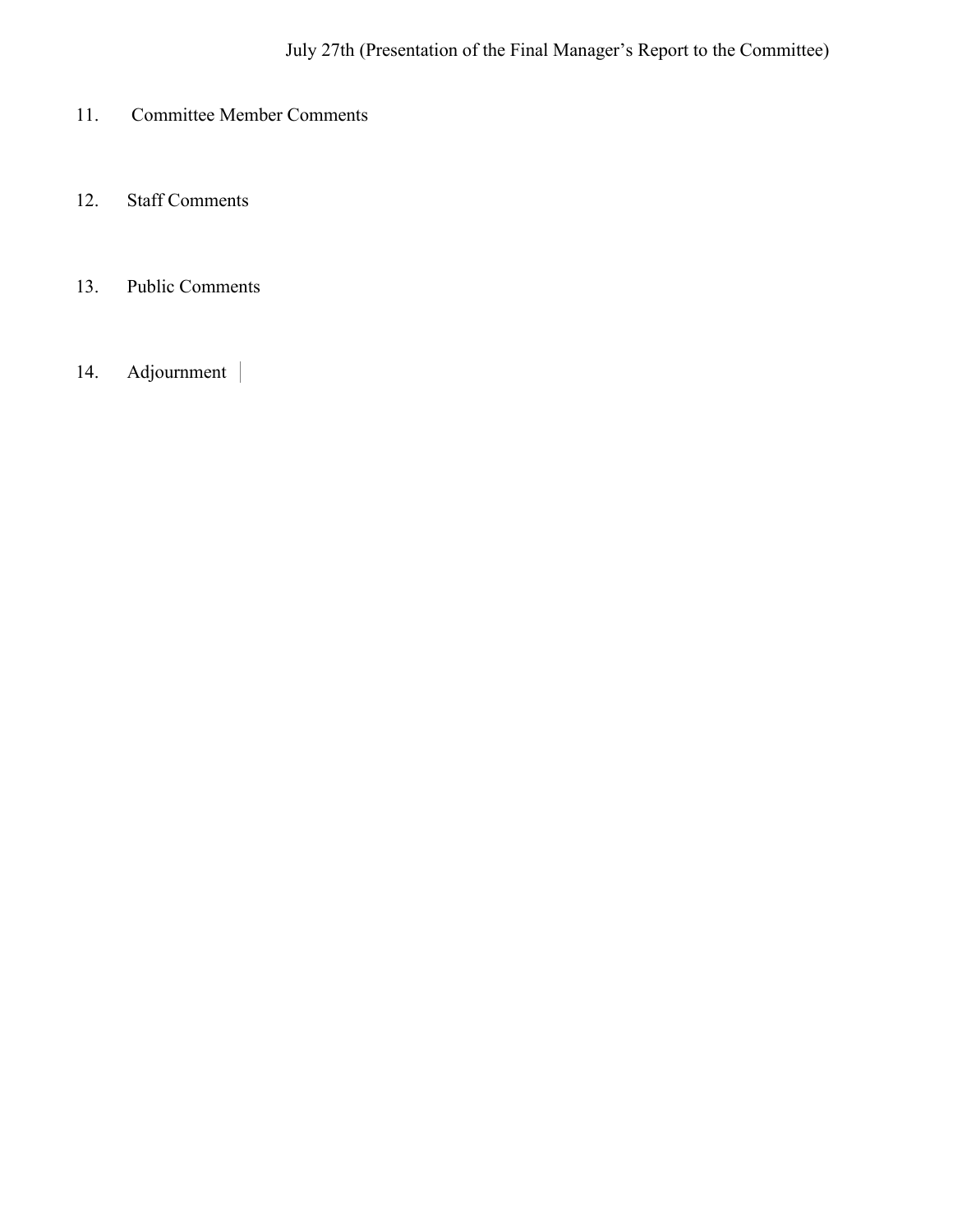July 27th (Presentation of the Final Manager's Report to the Committee)

11. Committee Member Comments

12. Staff Comments

13. Public Comments

14. Adjournment